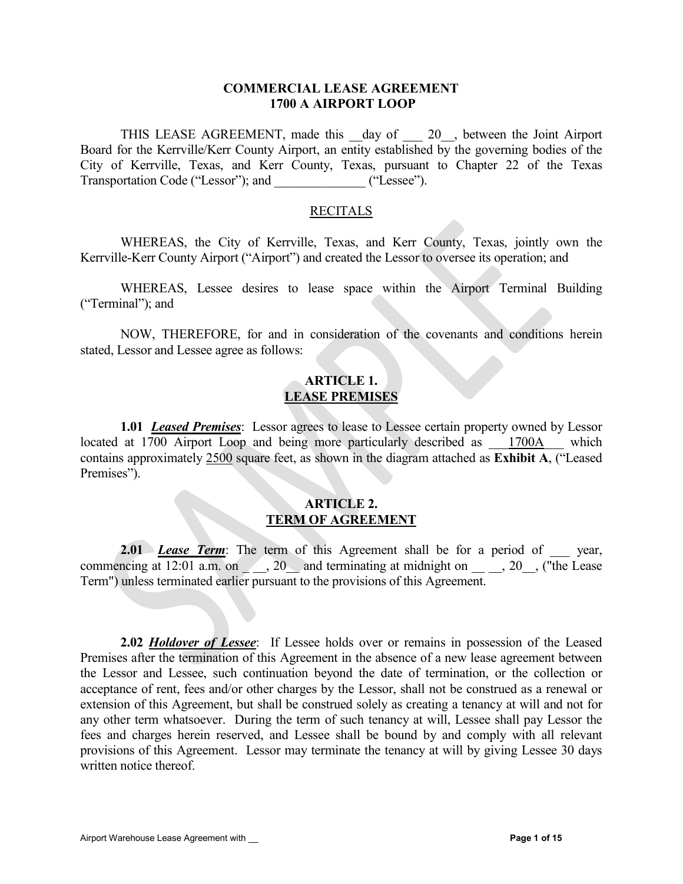# COMMERCIAL LEASE AGREEMENT
# 1700 A AIRPORT LOOP

THIS LEASE AGREEMENT, made this __day of ___ 20__, between the Joint Airport Board for the Kerrville/Kerr County Airport, an entity established by the governing bodies of the City of Kerrville, Texas, and Kerr County, Texas, pursuant to Chapter 22 of the Texas Transportation Code ("Lessor"); and ______________ ("Lessee").

## RECITALS

WHEREAS, the City of Kerrville, Texas, and Kerr County, Texas, jointly own the Kerrville-Kerr County Airport ("Airport") and created the Lessor to oversee its operation; and

WHEREAS, Lessee desires to lease space within the Airport Terminal Building ("Terminal"); and

NOW, THEREFORE, for and in consideration of the covenants and conditions herein stated, Lessor and Lessee agree as follows:

## ARTICLE 1.
## LEASE PREMISES

**1.01** ***Leased Premises***: Lessor agrees to lease to Lessee certain property owned by Lessor located at 1700 Airport Loop and being more particularly described as ___1700A___ which contains approximately 2500 square feet, as shown in the diagram attached as **Exhibit A**, ("Leased Premises").

## ARTICLE 2.
## TERM OF AGREEMENT

**2.01** ***Lease Term***: The term of this Agreement shall be for a period of ___ year, commencing at 12:01 a.m. on _ __, 20__ and terminating at midnight on __ __, 20__, ("the Lease Term") unless terminated earlier pursuant to the provisions of this Agreement.

**2.02** ***Holdover of Lessee***: If Lessee holds over or remains in possession of the Leased Premises after the termination of this Agreement in the absence of a new lease agreement between the Lessor and Lessee, such continuation beyond the date of termination, or the collection or acceptance of rent, fees and/or other charges by the Lessor, shall not be construed as a renewal or extension of this Agreement, but shall be construed solely as creating a tenancy at will and not for any other term whatsoever. During the term of such tenancy at will, Lessee shall pay Lessor the fees and charges herein reserved, and Lessee shall be bound by and comply with all relevant provisions of this Agreement. Lessor may terminate the tenancy at will by giving Lessee 30 days written notice thereof.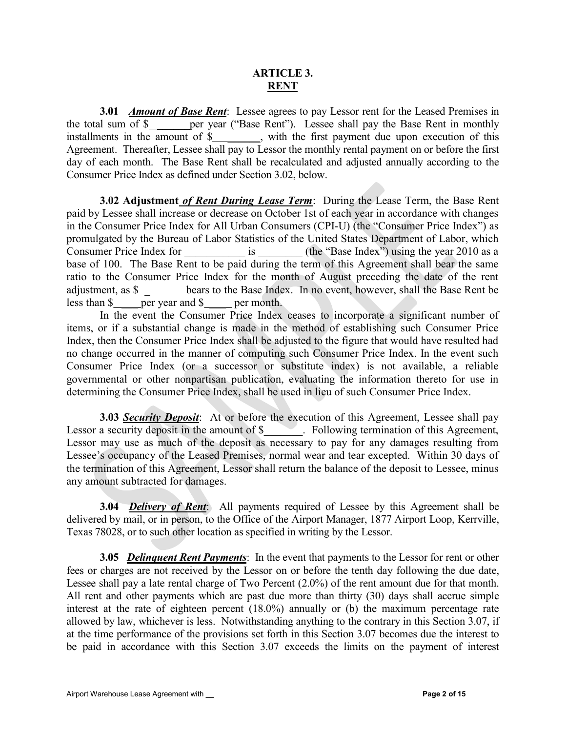# ARTICLE 3.
## RENT

**3.01** ***Amount of Base Rent***: Lessee agrees to pay Lessor rent for the Leased Premises in the total sum of $_______per year ("Base Rent"). Lessee shall pay the Base Rent in monthly installments in the amount of $__________, with the first payment due upon execution of this Agreement. Thereafter, Lessee shall pay to Lessor the monthly rental payment on or before the first day of each month. The Base Rent shall be recalculated and adjusted annually according to the Consumer Price Index as defined under Section 3.02, below.

**3.02 Adjustment *of Rent During Lease Term***: During the Lease Term, the Base Rent paid by Lessee shall increase or decrease on October 1st of each year in accordance with changes in the Consumer Price Index for All Urban Consumers (CPI-U) (the "Consumer Price Index") as promulgated by the Bureau of Labor Statistics of the United States Department of Labor, which Consumer Price Index for ___________ is ________ (the "Base Index") using the year 2010 as a base of 100. The Base Rent to be paid during the term of this Agreement shall bear the same ratio to the Consumer Price Index for the month of August preceding the date of the rent adjustment, as $________ bears to the Base Index. In no event, however, shall the Base Rent be less than $_____per year and $_____ per month.

In the event the Consumer Price Index ceases to incorporate a significant number of items, or if a substantial change is made in the method of establishing such Consumer Price Index, then the Consumer Price Index shall be adjusted to the figure that would have resulted had no change occurred in the manner of computing such Consumer Price Index. In the event such Consumer Price Index (or a successor or substitute index) is not available, a reliable governmental or other nonpartisan publication, evaluating the information thereto for use in determining the Consumer Price Index, shall be used in lieu of such Consumer Price Index.

**3.03** ***Security Deposit***: At or before the execution of this Agreement, Lessee shall pay Lessor a security deposit in the amount of $_______. Following termination of this Agreement, Lessor may use as much of the deposit as necessary to pay for any damages resulting from Lessee's occupancy of the Leased Premises, normal wear and tear excepted. Within 30 days of the termination of this Agreement, Lessor shall return the balance of the deposit to Lessee, minus any amount subtracted for damages.

**3.04** ***Delivery of Rent***: All payments required of Lessee by this Agreement shall be delivered by mail, or in person, to the Office of the Airport Manager, 1877 Airport Loop, Kerrville, Texas 78028, or to such other location as specified in writing by the Lessor.

**3.05** ***Delinquent Rent Payments***: In the event that payments to the Lessor for rent or other fees or charges are not received by the Lessor on or before the tenth day following the due date, Lessee shall pay a late rental charge of Two Percent (2.0%) of the rent amount due for that month. All rent and other payments which are past due more than thirty (30) days shall accrue simple interest at the rate of eighteen percent (18.0%) annually or (b) the maximum percentage rate allowed by law, whichever is less. Notwithstanding anything to the contrary in this Section 3.07, if at the time performance of the provisions set forth in this Section 3.07 becomes due the interest to be paid in accordance with this Section 3.07 exceeds the limits on the payment of interest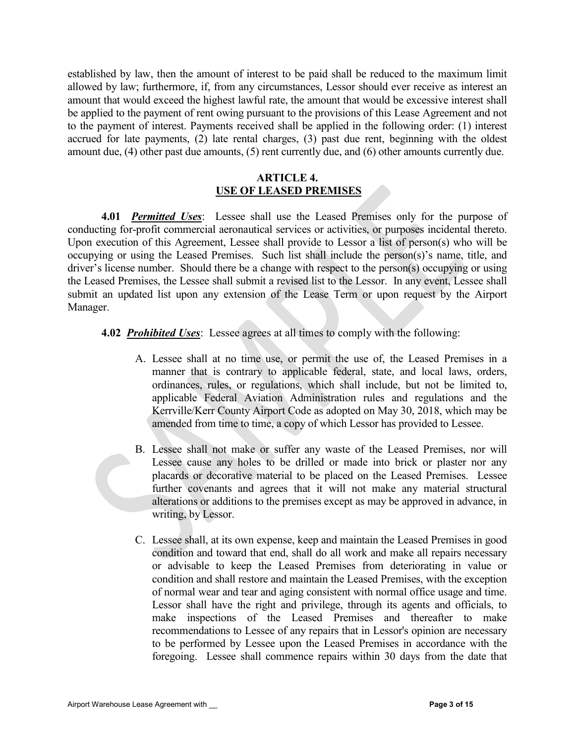established by law, then the amount of interest to be paid shall be reduced to the maximum limit allowed by law; furthermore, if, from any circumstances, Lessor should ever receive as interest an amount that would exceed the highest lawful rate, the amount that would be excessive interest shall be applied to the payment of rent owing pursuant to the provisions of this Lease Agreement and not to the payment of interest. Payments received shall be applied in the following order: (1) interest accrued for late payments, (2) late rental charges, (3) past due rent, beginning with the oldest amount due, (4) other past due amounts, (5) rent currently due, and (6) other amounts currently due.

## ARTICLE 4.
## USE OF LEASED PREMISES

**4.01** ***Permitted Uses***: Lessee shall use the Leased Premises only for the purpose of conducting for-profit commercial aeronautical services or activities, or purposes incidental thereto. Upon execution of this Agreement, Lessee shall provide to Lessor a list of person(s) who will be occupying or using the Leased Premises. Such list shall include the person(s)'s name, title, and driver's license number. Should there be a change with respect to the person(s) occupying or using the Leased Premises, the Lessee shall submit a revised list to the Lessor. In any event, Lessee shall submit an updated list upon any extension of the Lease Term or upon request by the Airport Manager.

**4.02** ***Prohibited Uses***: Lessee agrees at all times to comply with the following:

A. Lessee shall at no time use, or permit the use of, the Leased Premises in a manner that is contrary to applicable federal, state, and local laws, orders, ordinances, rules, or regulations, which shall include, but not be limited to, applicable Federal Aviation Administration rules and regulations and the Kerrville/Kerr County Airport Code as adopted on May 30, 2018, which may be amended from time to time, a copy of which Lessor has provided to Lessee.

B. Lessee shall not make or suffer any waste of the Leased Premises, nor will Lessee cause any holes to be drilled or made into brick or plaster nor any placards or decorative material to be placed on the Leased Premises. Lessee further covenants and agrees that it will not make any material structural alterations or additions to the premises except as may be approved in advance, in writing, by Lessor.

C. Lessee shall, at its own expense, keep and maintain the Leased Premises in good condition and toward that end, shall do all work and make all repairs necessary or advisable to keep the Leased Premises from deteriorating in value or condition and shall restore and maintain the Leased Premises, with the exception of normal wear and tear and aging consistent with normal office usage and time. Lessor shall have the right and privilege, through its agents and officials, to make inspections of the Leased Premises and thereafter to make recommendations to Lessee of any repairs that in Lessor's opinion are necessary to be performed by Lessee upon the Leased Premises in accordance with the foregoing. Lessee shall commence repairs within 30 days from the date that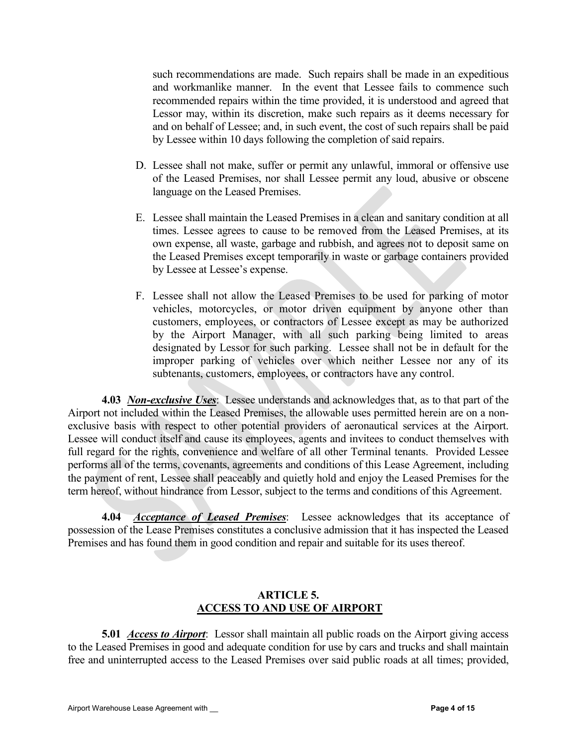such recommendations are made. Such repairs shall be made in an expeditious and workmanlike manner. In the event that Lessee fails to commence such recommended repairs within the time provided, it is understood and agreed that Lessor may, within its discretion, make such repairs as it deems necessary for and on behalf of Lessee; and, in such event, the cost of such repairs shall be paid by Lessee within 10 days following the completion of said repairs.

D. Lessee shall not make, suffer or permit any unlawful, immoral or offensive use of the Leased Premises, nor shall Lessee permit any loud, abusive or obscene language on the Leased Premises.

E. Lessee shall maintain the Leased Premises in a clean and sanitary condition at all times. Lessee agrees to cause to be removed from the Leased Premises, at its own expense, all waste, garbage and rubbish, and agrees not to deposit same on the Leased Premises except temporarily in waste or garbage containers provided by Lessee at Lessee's expense.

F. Lessee shall not allow the Leased Premises to be used for parking of motor vehicles, motorcycles, or motor driven equipment by anyone other than customers, employees, or contractors of Lessee except as may be authorized by the Airport Manager, with all such parking being limited to areas designated by Lessor for such parking. Lessee shall not be in default for the improper parking of vehicles over which neither Lessee nor any of its subtenants, customers, employees, or contractors have any control.

**4.03** ***Non-exclusive Uses***: Lessee understands and acknowledges that, as to that part of the Airport not included within the Leased Premises, the allowable uses permitted herein are on a non-exclusive basis with respect to other potential providers of aeronautical services at the Airport. Lessee will conduct itself and cause its employees, agents and invitees to conduct themselves with full regard for the rights, convenience and welfare of all other Terminal tenants. Provided Lessee performs all of the terms, covenants, agreements and conditions of this Lease Agreement, including the payment of rent, Lessee shall peaceably and quietly hold and enjoy the Leased Premises for the term hereof, without hindrance from Lessor, subject to the terms and conditions of this Agreement.

**4.04** ***Acceptance of Leased Premises***: Lessee acknowledges that its acceptance of possession of the Lease Premises constitutes a conclusive admission that it has inspected the Leased Premises and has found them in good condition and repair and suitable for its uses thereof.

## ARTICLE 5.
## ACCESS TO AND USE OF AIRPORT

**5.01** ***Access to Airport***: Lessor shall maintain all public roads on the Airport giving access to the Leased Premises in good and adequate condition for use by cars and trucks and shall maintain free and uninterrupted access to the Leased Premises over said public roads at all times; provided,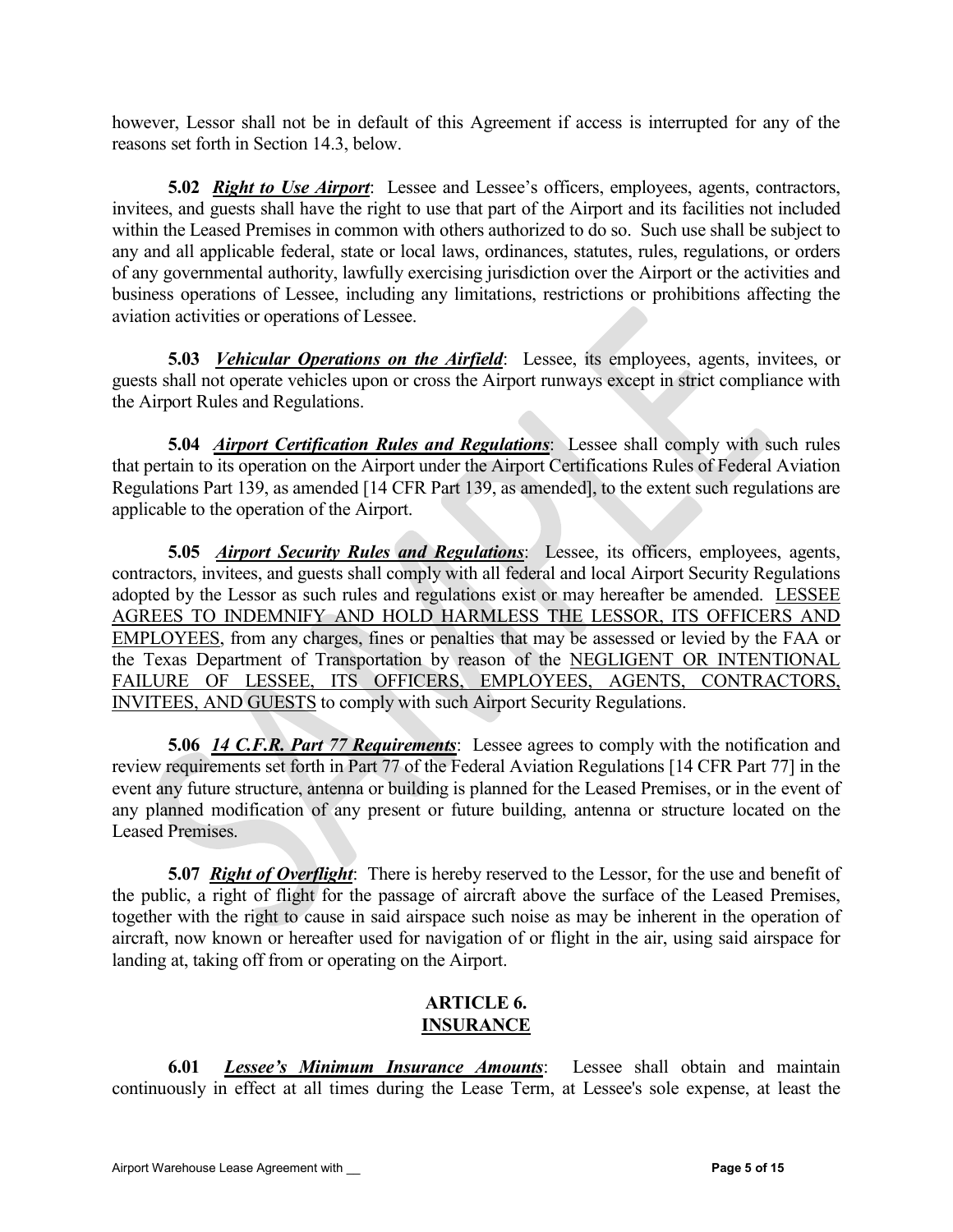however, Lessor shall not be in default of this Agreement if access is interrupted for any of the reasons set forth in Section 14.3, below.

**5.02** ***Right to Use Airport***: Lessee and Lessee's officers, employees, agents, contractors, invitees, and guests shall have the right to use that part of the Airport and its facilities not included within the Leased Premises in common with others authorized to do so. Such use shall be subject to any and all applicable federal, state or local laws, ordinances, statutes, rules, regulations, or orders of any governmental authority, lawfully exercising jurisdiction over the Airport or the activities and business operations of Lessee, including any limitations, restrictions or prohibitions affecting the aviation activities or operations of Lessee.

**5.03** ***Vehicular Operations on the Airfield***: Lessee, its employees, agents, invitees, or guests shall not operate vehicles upon or cross the Airport runways except in strict compliance with the Airport Rules and Regulations.

**5.04** ***Airport Certification Rules and Regulations***: Lessee shall comply with such rules that pertain to its operation on the Airport under the Airport Certifications Rules of Federal Aviation Regulations Part 139, as amended [14 CFR Part 139, as amended], to the extent such regulations are applicable to the operation of the Airport.

**5.05** ***Airport Security Rules and Regulations***: Lessee, its officers, employees, agents, contractors, invitees, and guests shall comply with all federal and local Airport Security Regulations adopted by the Lessor as such rules and regulations exist or may hereafter be amended. <u>LESSEE AGREES TO INDEMNIFY AND HOLD HARMLESS THE LESSOR, ITS OFFICERS AND EMPLOYEES</u>, from any charges, fines or penalties that may be assessed or levied by the FAA or the Texas Department of Transportation by reason of the <u>NEGLIGENT OR INTENTIONAL FAILURE OF LESSEE, ITS OFFICERS, EMPLOYEES, AGENTS, CONTRACTORS, INVITEES, AND GUESTS</u> to comply with such Airport Security Regulations.

**5.06** ***14 C.F.R. Part 77 Requirements***: Lessee agrees to comply with the notification and review requirements set forth in Part 77 of the Federal Aviation Regulations [14 CFR Part 77] in the event any future structure, antenna or building is planned for the Leased Premises, or in the event of any planned modification of any present or future building, antenna or structure located on the Leased Premises.

**5.07** ***Right of Overflight***: There is hereby reserved to the Lessor, for the use and benefit of the public, a right of flight for the passage of aircraft above the surface of the Leased Premises, together with the right to cause in said airspace such noise as may be inherent in the operation of aircraft, now known or hereafter used for navigation of or flight in the air, using said airspace for landing at, taking off from or operating on the Airport.

## ARTICLE 6.
## INSURANCE

**6.01** ***Lessee's Minimum Insurance Amounts***: Lessee shall obtain and maintain continuously in effect at all times during the Lease Term, at Lessee's sole expense, at least the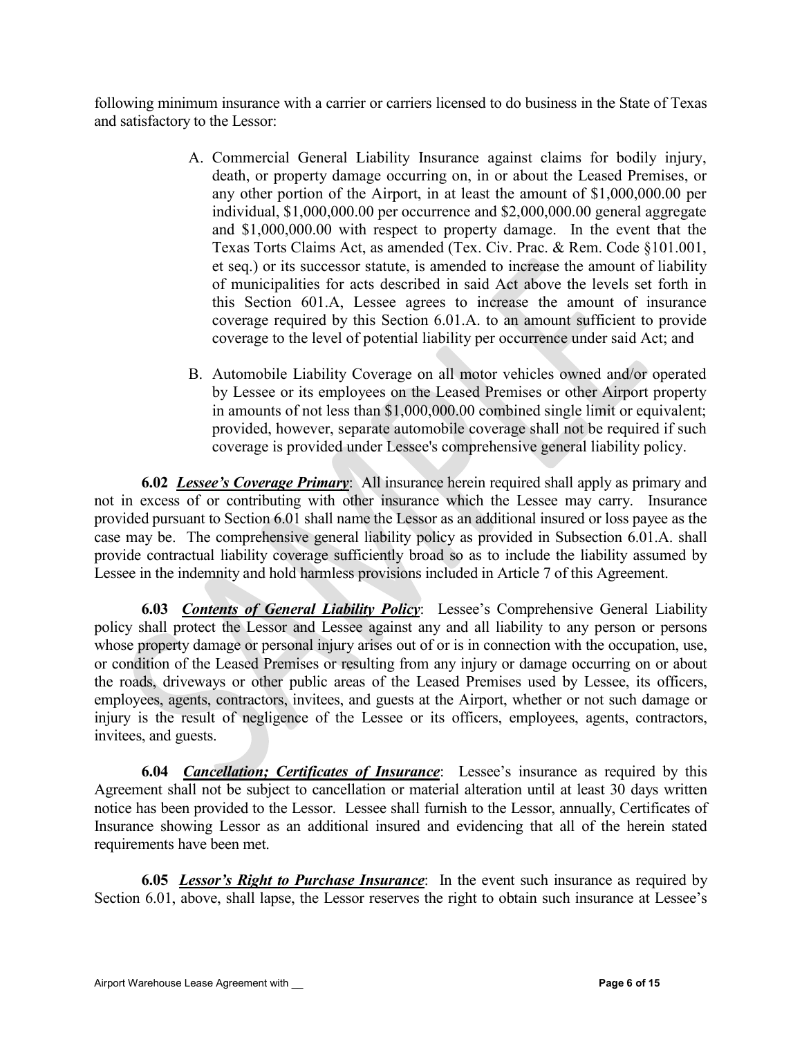following minimum insurance with a carrier or carriers licensed to do business in the State of Texas and satisfactory to the Lessor:

A. Commercial General Liability Insurance against claims for bodily injury, death, or property damage occurring on, in or about the Leased Premises, or any other portion of the Airport, in at least the amount of $1,000,000.00 per individual, $1,000,000.00 per occurrence and $2,000,000.00 general aggregate and $1,000,000.00 with respect to property damage. In the event that the Texas Torts Claims Act, as amended (Tex. Civ. Prac. & Rem. Code §101.001, et seq.) or its successor statute, is amended to increase the amount of liability of municipalities for acts described in said Act above the levels set forth in this Section 601.A, Lessee agrees to increase the amount of insurance coverage required by this Section 6.01.A. to an amount sufficient to provide coverage to the level of potential liability per occurrence under said Act; and

B. Automobile Liability Coverage on all motor vehicles owned and/or operated by Lessee or its employees on the Leased Premises or other Airport property in amounts of not less than $1,000,000.00 combined single limit or equivalent; provided, however, separate automobile coverage shall not be required if such coverage is provided under Lessee's comprehensive general liability policy.

**6.02** ***Lessee's Coverage Primary***: All insurance herein required shall apply as primary and not in excess of or contributing with other insurance which the Lessee may carry. Insurance provided pursuant to Section 6.01 shall name the Lessor as an additional insured or loss payee as the case may be. The comprehensive general liability policy as provided in Subsection 6.01.A. shall provide contractual liability coverage sufficiently broad so as to include the liability assumed by Lessee in the indemnity and hold harmless provisions included in Article 7 of this Agreement.

**6.03** ***Contents of General Liability Policy***: Lessee's Comprehensive General Liability policy shall protect the Lessor and Lessee against any and all liability to any person or persons whose property damage or personal injury arises out of or is in connection with the occupation, use, or condition of the Leased Premises or resulting from any injury or damage occurring on or about the roads, driveways or other public areas of the Leased Premises used by Lessee, its officers, employees, agents, contractors, invitees, and guests at the Airport, whether or not such damage or injury is the result of negligence of the Lessee or its officers, employees, agents, contractors, invitees, and guests.

**6.04** ***Cancellation; Certificates of Insurance***: Lessee's insurance as required by this Agreement shall not be subject to cancellation or material alteration until at least 30 days written notice has been provided to the Lessor. Lessee shall furnish to the Lessor, annually, Certificates of Insurance showing Lessor as an additional insured and evidencing that all of the herein stated requirements have been met.

**6.05** ***Lessor's Right to Purchase Insurance***: In the event such insurance as required by Section 6.01, above, shall lapse, the Lessor reserves the right to obtain such insurance at Lessee's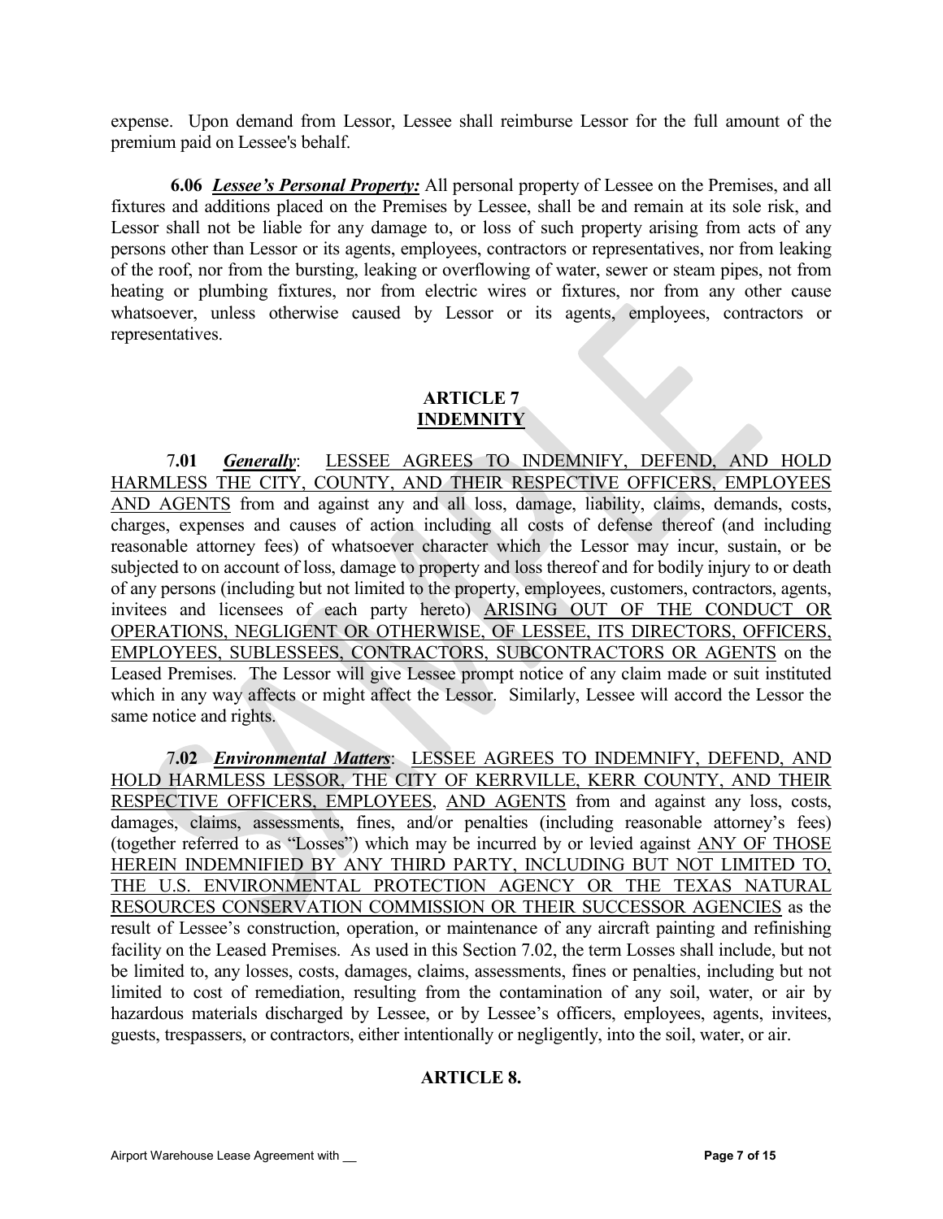expense. Upon demand from Lessor, Lessee shall reimburse Lessor for the full amount of the premium paid on Lessee's behalf.

**6.06** ***Lessee's Personal Property:*** All personal property of Lessee on the Premises, and all fixtures and additions placed on the Premises by Lessee, shall be and remain at its sole risk, and Lessor shall not be liable for any damage to, or loss of such property arising from acts of any persons other than Lessor or its agents, employees, contractors or representatives, nor from leaking of the roof, nor from the bursting, leaking or overflowing of water, sewer or steam pipes, not from heating or plumbing fixtures, nor from electric wires or fixtures, nor from any other cause whatsoever, unless otherwise caused by Lessor or its agents, employees, contractors or representatives.

## ARTICLE 7
## INDEMNITY

**7.01** ***Generally***: LESSEE AGREES TO INDEMNIFY, DEFEND, AND HOLD HARMLESS THE CITY, COUNTY, AND THEIR RESPECTIVE OFFICERS, EMPLOYEES AND AGENTS from and against any and all loss, damage, liability, claims, demands, costs, charges, expenses and causes of action including all costs of defense thereof (and including reasonable attorney fees) of whatsoever character which the Lessor may incur, sustain, or be subjected to on account of loss, damage to property and loss thereof and for bodily injury to or death of any persons (including but not limited to the property, employees, customers, contractors, agents, invitees and licensees of each party hereto) ARISING OUT OF THE CONDUCT OR OPERATIONS, NEGLIGENT OR OTHERWISE, OF LESSEE, ITS DIRECTORS, OFFICERS, EMPLOYEES, SUBLESSEES, CONTRACTORS, SUBCONTRACTORS OR AGENTS on the Leased Premises. The Lessor will give Lessee prompt notice of any claim made or suit instituted which in any way affects or might affect the Lessor. Similarly, Lessee will accord the Lessor the same notice and rights.

**7.02** ***Environmental Matters***: LESSEE AGREES TO INDEMNIFY, DEFEND, AND HOLD HARMLESS LESSOR, THE CITY OF KERRVILLE, KERR COUNTY, AND THEIR RESPECTIVE OFFICERS, EMPLOYEES, AND AGENTS from and against any loss, costs, damages, claims, assessments, fines, and/or penalties (including reasonable attorney's fees) (together referred to as "Losses") which may be incurred by or levied against ANY OF THOSE HEREIN INDEMNIFIED BY ANY THIRD PARTY, INCLUDING BUT NOT LIMITED TO, THE U.S. ENVIRONMENTAL PROTECTION AGENCY OR THE TEXAS NATURAL RESOURCES CONSERVATION COMMISSION OR THEIR SUCCESSOR AGENCIES as the result of Lessee's construction, operation, or maintenance of any aircraft painting and refinishing facility on the Leased Premises. As used in this Section 7.02, the term Losses shall include, but not be limited to, any losses, costs, damages, claims, assessments, fines or penalties, including but not limited to cost of remediation, resulting from the contamination of any soil, water, or air by hazardous materials discharged by Lessee, or by Lessee's officers, employees, agents, invitees, guests, trespassers, or contractors, either intentionally or negligently, into the soil, water, or air.

## ARTICLE 8.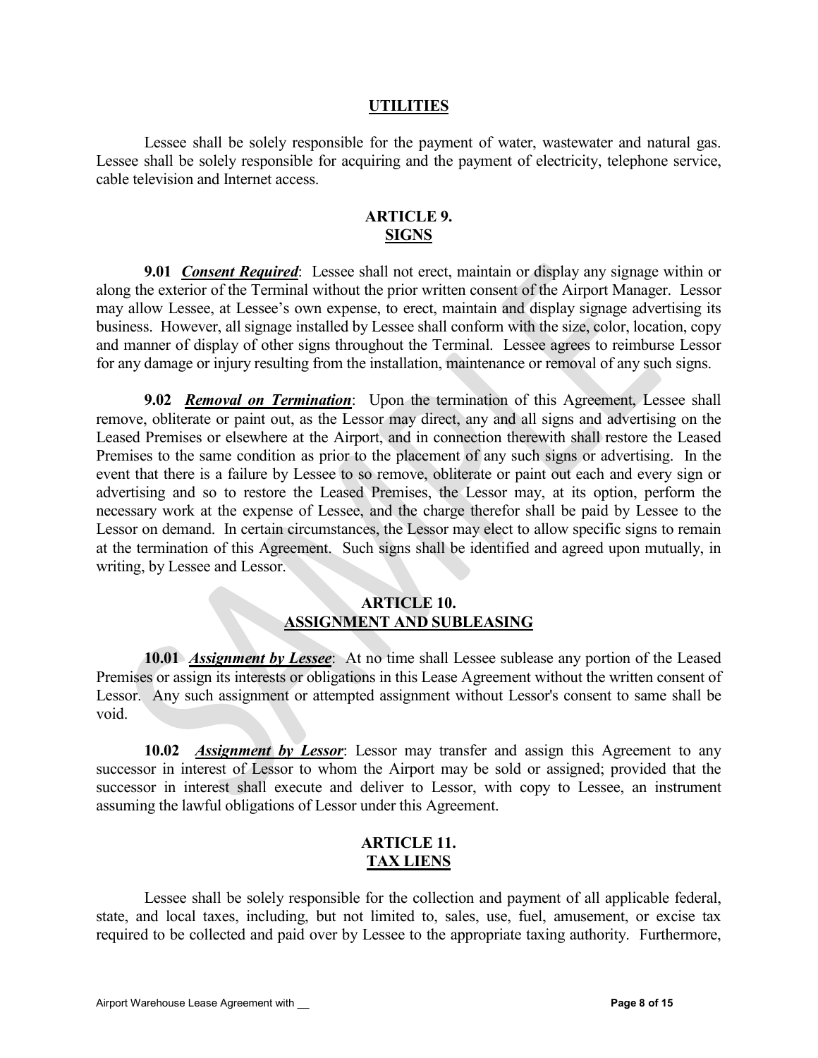## UTILITIES

Lessee shall be solely responsible for the payment of water, wastewater and natural gas. Lessee shall be solely responsible for acquiring and the payment of electricity, telephone service, cable television and Internet access.

## ARTICLE 9.
## SIGNS

**9.01** ***Consent Required***: Lessee shall not erect, maintain or display any signage within or along the exterior of the Terminal without the prior written consent of the Airport Manager. Lessor may allow Lessee, at Lessee's own expense, to erect, maintain and display signage advertising its business. However, all signage installed by Lessee shall conform with the size, color, location, copy and manner of display of other signs throughout the Terminal. Lessee agrees to reimburse Lessor for any damage or injury resulting from the installation, maintenance or removal of any such signs.

**9.02** ***Removal on Termination***: Upon the termination of this Agreement, Lessee shall remove, obliterate or paint out, as the Lessor may direct, any and all signs and advertising on the Leased Premises or elsewhere at the Airport, and in connection therewith shall restore the Leased Premises to the same condition as prior to the placement of any such signs or advertising. In the event that there is a failure by Lessee to so remove, obliterate or paint out each and every sign or advertising and so to restore the Leased Premises, the Lessor may, at its option, perform the necessary work at the expense of Lessee, and the charge therefor shall be paid by Lessee to the Lessor on demand. In certain circumstances, the Lessor may elect to allow specific signs to remain at the termination of this Agreement. Such signs shall be identified and agreed upon mutually, in writing, by Lessee and Lessor.

## ARTICLE 10.
## ASSIGNMENT AND SUBLEASING

**10.01** ***Assignment by Lessee***: At no time shall Lessee sublease any portion of the Leased Premises or assign its interests or obligations in this Lease Agreement without the written consent of Lessor. Any such assignment or attempted assignment without Lessor's consent to same shall be void.

**10.02** ***Assignment by Lessor***: Lessor may transfer and assign this Agreement to any successor in interest of Lessor to whom the Airport may be sold or assigned; provided that the successor in interest shall execute and deliver to Lessor, with copy to Lessee, an instrument assuming the lawful obligations of Lessor under this Agreement.

## ARTICLE 11.
## TAX LIENS

Lessee shall be solely responsible for the collection and payment of all applicable federal, state, and local taxes, including, but not limited to, sales, use, fuel, amusement, or excise tax required to be collected and paid over by Lessee to the appropriate taxing authority. Furthermore,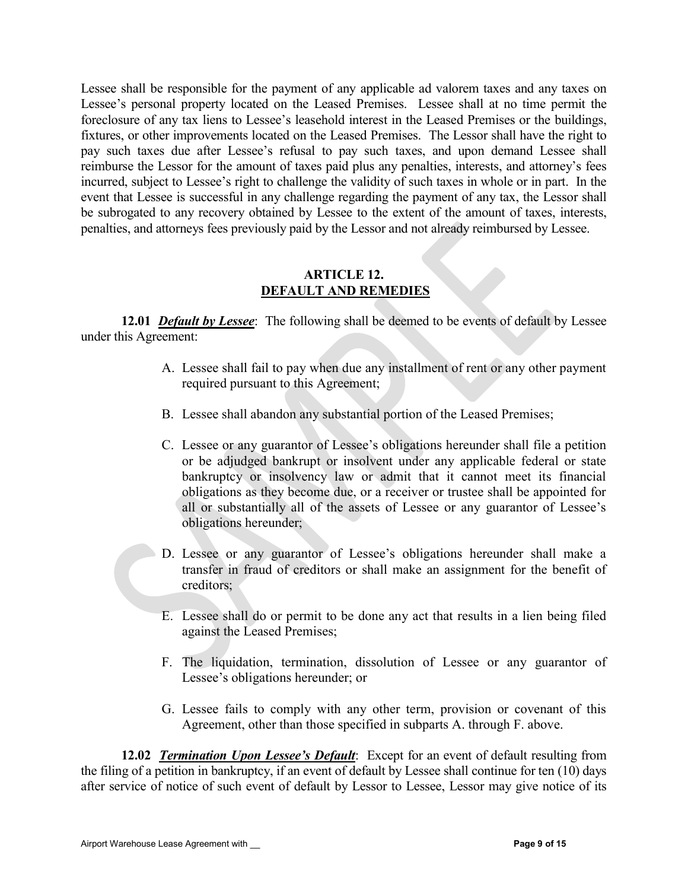Lessee shall be responsible for the payment of any applicable ad valorem taxes and any taxes on Lessee's personal property located on the Leased Premises. Lessee shall at no time permit the foreclosure of any tax liens to Lessee's leasehold interest in the Leased Premises or the buildings, fixtures, or other improvements located on the Leased Premises. The Lessor shall have the right to pay such taxes due after Lessee's refusal to pay such taxes, and upon demand Lessee shall reimburse the Lessor for the amount of taxes paid plus any penalties, interests, and attorney's fees incurred, subject to Lessee's right to challenge the validity of such taxes in whole or in part. In the event that Lessee is successful in any challenge regarding the payment of any tax, the Lessor shall be subrogated to any recovery obtained by Lessee to the extent of the amount of taxes, interests, penalties, and attorneys fees previously paid by the Lessor and not already reimbursed by Lessee.

## ARTICLE 12.
## DEFAULT AND REMEDIES

**12.01** ***Default by Lessee***: The following shall be deemed to be events of default by Lessee under this Agreement:

A. Lessee shall fail to pay when due any installment of rent or any other payment required pursuant to this Agreement;

B. Lessee shall abandon any substantial portion of the Leased Premises;

C. Lessee or any guarantor of Lessee's obligations hereunder shall file a petition or be adjudged bankrupt or insolvent under any applicable federal or state bankruptcy or insolvency law or admit that it cannot meet its financial obligations as they become due, or a receiver or trustee shall be appointed for all or substantially all of the assets of Lessee or any guarantor of Lessee's obligations hereunder;

D. Lessee or any guarantor of Lessee's obligations hereunder shall make a transfer in fraud of creditors or shall make an assignment for the benefit of creditors;

E. Lessee shall do or permit to be done any act that results in a lien being filed against the Leased Premises;

F. The liquidation, termination, dissolution of Lessee or any guarantor of Lessee's obligations hereunder; or

G. Lessee fails to comply with any other term, provision or covenant of this Agreement, other than those specified in subparts A. through F. above.

**12.02** ***Termination Upon Lessee's Default***: Except for an event of default resulting from the filing of a petition in bankruptcy, if an event of default by Lessee shall continue for ten (10) days after service of notice of such event of default by Lessor to Lessee, Lessor may give notice of its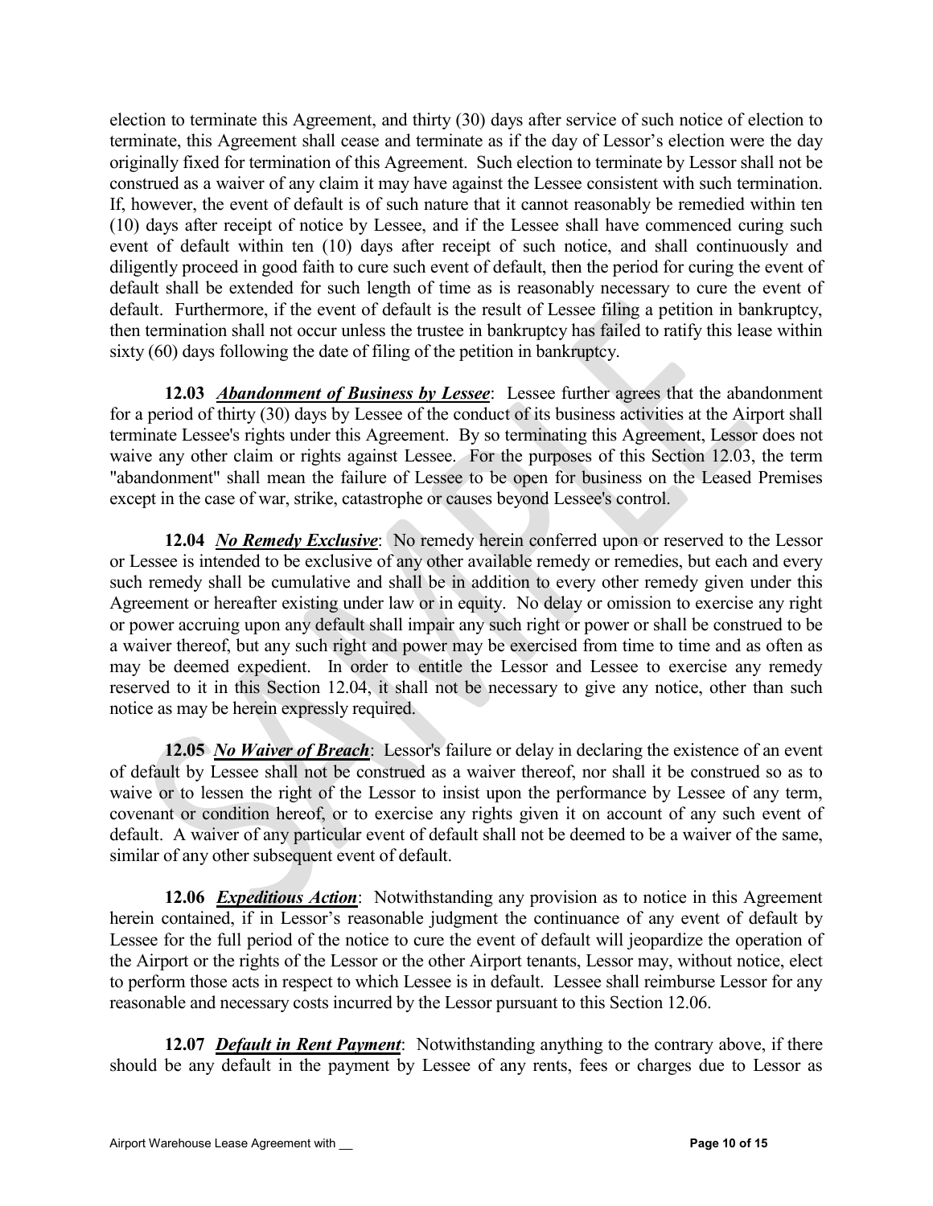election to terminate this Agreement, and thirty (30) days after service of such notice of election to terminate, this Agreement shall cease and terminate as if the day of Lessor's election were the day originally fixed for termination of this Agreement. Such election to terminate by Lessor shall not be construed as a waiver of any claim it may have against the Lessee consistent with such termination. If, however, the event of default is of such nature that it cannot reasonably be remedied within ten (10) days after receipt of notice by Lessee, and if the Lessee shall have commenced curing such event of default within ten (10) days after receipt of such notice, and shall continuously and diligently proceed in good faith to cure such event of default, then the period for curing the event of default shall be extended for such length of time as is reasonably necessary to cure the event of default. Furthermore, if the event of default is the result of Lessee filing a petition in bankruptcy, then termination shall not occur unless the trustee in bankruptcy has failed to ratify this lease within sixty (60) days following the date of filing of the petition in bankruptcy.

**12.03** ***Abandonment of Business by Lessee***: Lessee further agrees that the abandonment for a period of thirty (30) days by Lessee of the conduct of its business activities at the Airport shall terminate Lessee's rights under this Agreement. By so terminating this Agreement, Lessor does not waive any other claim or rights against Lessee. For the purposes of this Section 12.03, the term "abandonment" shall mean the failure of Lessee to be open for business on the Leased Premises except in the case of war, strike, catastrophe or causes beyond Lessee's control.

**12.04** ***No Remedy Exclusive***: No remedy herein conferred upon or reserved to the Lessor or Lessee is intended to be exclusive of any other available remedy or remedies, but each and every such remedy shall be cumulative and shall be in addition to every other remedy given under this Agreement or hereafter existing under law or in equity. No delay or omission to exercise any right or power accruing upon any default shall impair any such right or power or shall be construed to be a waiver thereof, but any such right and power may be exercised from time to time and as often as may be deemed expedient. In order to entitle the Lessor and Lessee to exercise any remedy reserved to it in this Section 12.04, it shall not be necessary to give any notice, other than such notice as may be herein expressly required.

**12.05** ***No Waiver of Breach***: Lessor's failure or delay in declaring the existence of an event of default by Lessee shall not be construed as a waiver thereof, nor shall it be construed so as to waive or to lessen the right of the Lessor to insist upon the performance by Lessee of any term, covenant or condition hereof, or to exercise any rights given it on account of any such event of default. A waiver of any particular event of default shall not be deemed to be a waiver of the same, similar of any other subsequent event of default.

**12.06** ***Expeditious Action***: Notwithstanding any provision as to notice in this Agreement herein contained, if in Lessor's reasonable judgment the continuance of any event of default by Lessee for the full period of the notice to cure the event of default will jeopardize the operation of the Airport or the rights of the Lessor or the other Airport tenants, Lessor may, without notice, elect to perform those acts in respect to which Lessee is in default. Lessee shall reimburse Lessor for any reasonable and necessary costs incurred by the Lessor pursuant to this Section 12.06.

**12.07** ***Default in Rent Payment***: Notwithstanding anything to the contrary above, if there should be any default in the payment by Lessee of any rents, fees or charges due to Lessor as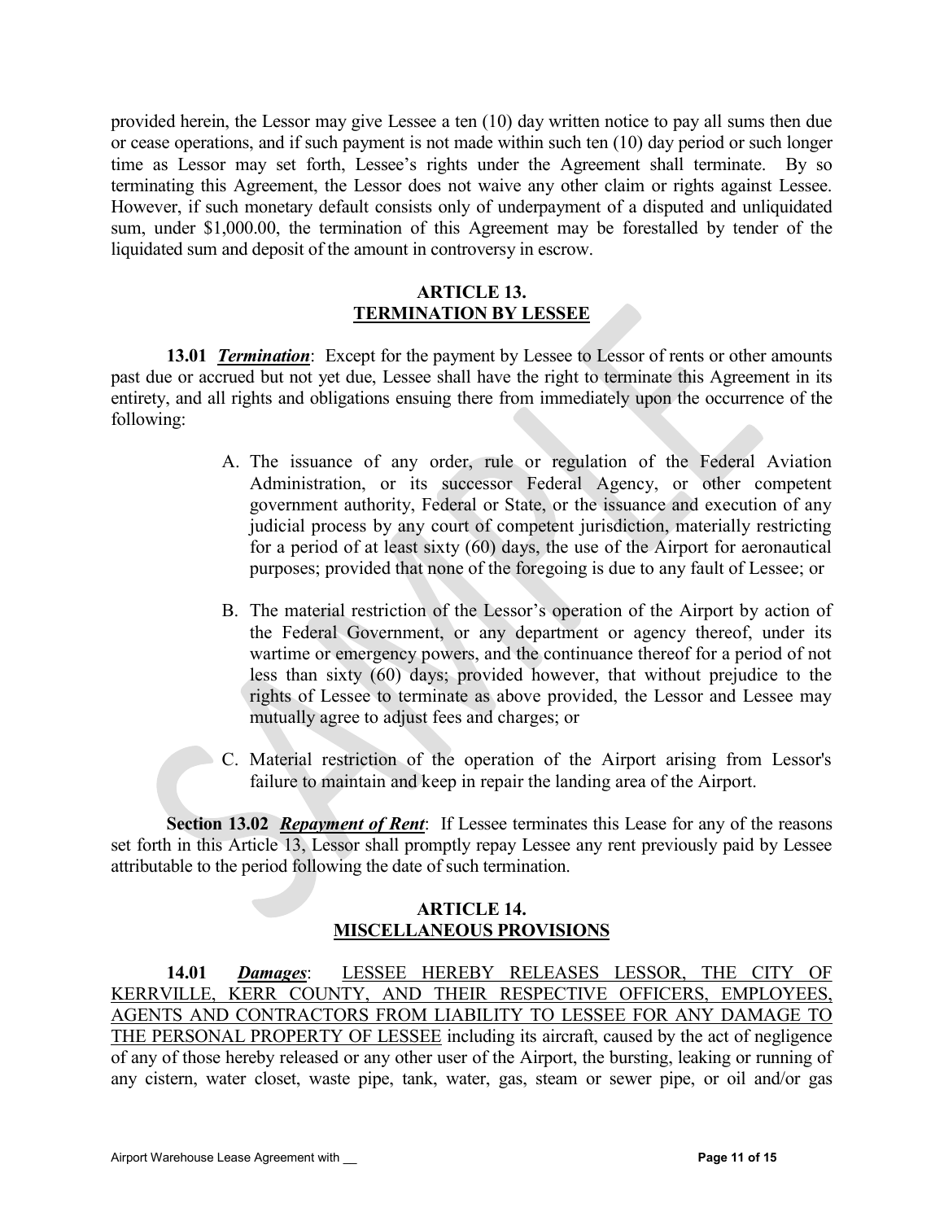provided herein, the Lessor may give Lessee a ten (10) day written notice to pay all sums then due or cease operations, and if such payment is not made within such ten (10) day period or such longer time as Lessor may set forth, Lessee's rights under the Agreement shall terminate. By so terminating this Agreement, the Lessor does not waive any other claim or rights against Lessee. However, if such monetary default consists only of underpayment of a disputed and unliquidated sum, under $1,000.00, the termination of this Agreement may be forestalled by tender of the liquidated sum and deposit of the amount in controversy in escrow.

## ARTICLE 13.
## TERMINATION BY LESSEE

**13.01** ***Termination***: Except for the payment by Lessee to Lessor of rents or other amounts past due or accrued but not yet due, Lessee shall have the right to terminate this Agreement in its entirety, and all rights and obligations ensuing there from immediately upon the occurrence of the following:

A. The issuance of any order, rule or regulation of the Federal Aviation Administration, or its successor Federal Agency, or other competent government authority, Federal or State, or the issuance and execution of any judicial process by any court of competent jurisdiction, materially restricting for a period of at least sixty (60) days, the use of the Airport for aeronautical purposes; provided that none of the foregoing is due to any fault of Lessee; or

B. The material restriction of the Lessor's operation of the Airport by action of the Federal Government, or any department or agency thereof, under its wartime or emergency powers, and the continuance thereof for a period of not less than sixty (60) days; provided however, that without prejudice to the rights of Lessee to terminate as above provided, the Lessor and Lessee may mutually agree to adjust fees and charges; or

C. Material restriction of the operation of the Airport arising from Lessor's failure to maintain and keep in repair the landing area of the Airport.

**Section 13.02** ***Repayment of Rent***: If Lessee terminates this Lease for any of the reasons set forth in this Article 13, Lessor shall promptly repay Lessee any rent previously paid by Lessee attributable to the period following the date of such termination.

## ARTICLE 14.
## MISCELLANEOUS PROVISIONS

**14.01** ***Damages***: <u>LESSEE HEREBY RELEASES LESSOR, THE CITY OF KERRVILLE, KERR COUNTY, AND THEIR RESPECTIVE OFFICERS, EMPLOYEES, AGENTS AND CONTRACTORS FROM LIABILITY TO LESSEE FOR ANY DAMAGE TO THE PERSONAL PROPERTY OF LESSEE</u> including its aircraft, caused by the act of negligence of any of those hereby released or any other user of the Airport, the bursting, leaking or running of any cistern, water closet, waste pipe, tank, water, gas, steam or sewer pipe, or oil and/or gas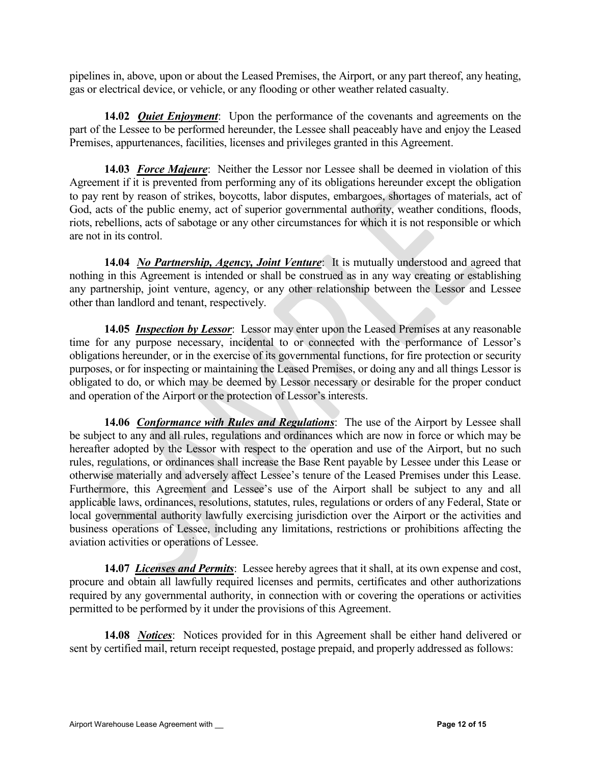pipelines in, above, upon or about the Leased Premises, the Airport, or any part thereof, any heating, gas or electrical device, or vehicle, or any flooding or other weather related casualty.

**14.02** ***Quiet Enjoyment***: Upon the performance of the covenants and agreements on the part of the Lessee to be performed hereunder, the Lessee shall peaceably have and enjoy the Leased Premises, appurtenances, facilities, licenses and privileges granted in this Agreement.

**14.03** ***Force Majeure***: Neither the Lessor nor Lessee shall be deemed in violation of this Agreement if it is prevented from performing any of its obligations hereunder except the obligation to pay rent by reason of strikes, boycotts, labor disputes, embargoes, shortages of materials, act of God, acts of the public enemy, act of superior governmental authority, weather conditions, floods, riots, rebellions, acts of sabotage or any other circumstances for which it is not responsible or which are not in its control.

**14.04** ***No Partnership, Agency, Joint Venture***: It is mutually understood and agreed that nothing in this Agreement is intended or shall be construed as in any way creating or establishing any partnership, joint venture, agency, or any other relationship between the Lessor and Lessee other than landlord and tenant, respectively.

**14.05** ***Inspection by Lessor***: Lessor may enter upon the Leased Premises at any reasonable time for any purpose necessary, incidental to or connected with the performance of Lessor's obligations hereunder, or in the exercise of its governmental functions, for fire protection or security purposes, or for inspecting or maintaining the Leased Premises, or doing any and all things Lessor is obligated to do, or which may be deemed by Lessor necessary or desirable for the proper conduct and operation of the Airport or the protection of Lessor's interests.

**14.06** ***Conformance with Rules and Regulations***: The use of the Airport by Lessee shall be subject to any and all rules, regulations and ordinances which are now in force or which may be hereafter adopted by the Lessor with respect to the operation and use of the Airport, but no such rules, regulations, or ordinances shall increase the Base Rent payable by Lessee under this Lease or otherwise materially and adversely affect Lessee's tenure of the Leased Premises under this Lease. Furthermore, this Agreement and Lessee's use of the Airport shall be subject to any and all applicable laws, ordinances, resolutions, statutes, rules, regulations or orders of any Federal, State or local governmental authority lawfully exercising jurisdiction over the Airport or the activities and business operations of Lessee, including any limitations, restrictions or prohibitions affecting the aviation activities or operations of Lessee.

**14.07** ***Licenses and Permits***: Lessee hereby agrees that it shall, at its own expense and cost, procure and obtain all lawfully required licenses and permits, certificates and other authorizations required by any governmental authority, in connection with or covering the operations or activities permitted to be performed by it under the provisions of this Agreement.

**14.08** ***Notices***: Notices provided for in this Agreement shall be either hand delivered or sent by certified mail, return receipt requested, postage prepaid, and properly addressed as follows: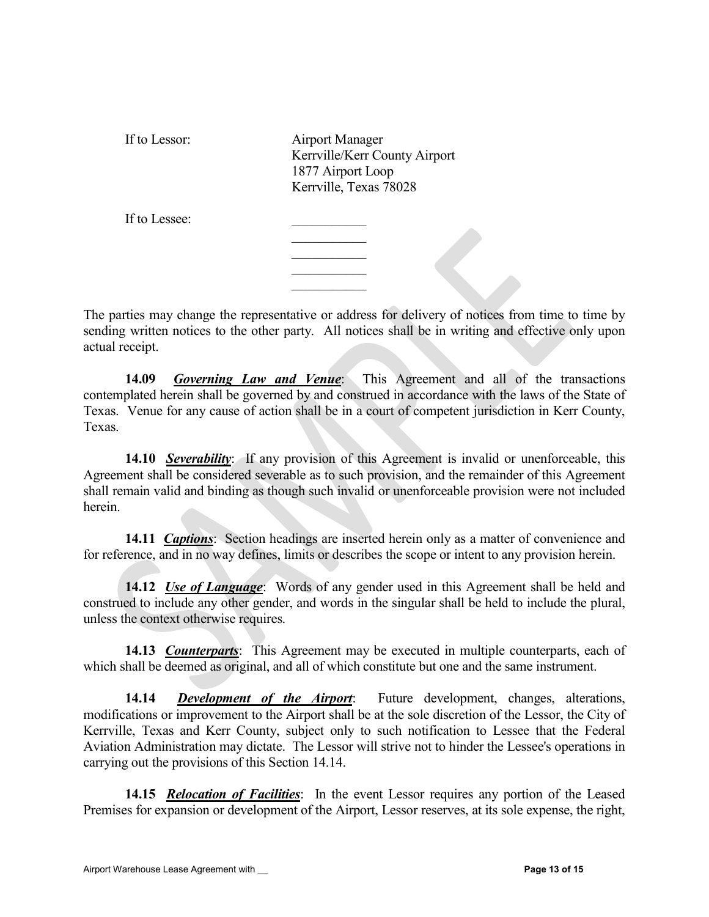If to Lessor: Airport Manager
Kerrville/Kerr County Airport
1877 Airport Loop
Kerrville, Texas 78028

If to Lessee: ___________
___________
___________
___________
___________

The parties may change the representative or address for delivery of notices from time to time by sending written notices to the other party. All notices shall be in writing and effective only upon actual receipt.

**14.09** ***Governing Law and Venue***: This Agreement and all of the transactions contemplated herein shall be governed by and construed in accordance with the laws of the State of Texas. Venue for any cause of action shall be in a court of competent jurisdiction in Kerr County, Texas.

**14.10** ***Severability***: If any provision of this Agreement is invalid or unenforceable, this Agreement shall be considered severable as to such provision, and the remainder of this Agreement shall remain valid and binding as though such invalid or unenforceable provision were not included herein.

**14.11** ***Captions***: Section headings are inserted herein only as a matter of convenience and for reference, and in no way defines, limits or describes the scope or intent to any provision herein.

**14.12** ***Use of Language***: Words of any gender used in this Agreement shall be held and construed to include any other gender, and words in the singular shall be held to include the plural, unless the context otherwise requires.

**14.13** ***Counterparts***: This Agreement may be executed in multiple counterparts, each of which shall be deemed as original, and all of which constitute but one and the same instrument.

**14.14** ***Development of the Airport***: Future development, changes, alterations, modifications or improvement to the Airport shall be at the sole discretion of the Lessor, the City of Kerrville, Texas and Kerr County, subject only to such notification to Lessee that the Federal Aviation Administration may dictate. The Lessor will strive not to hinder the Lessee's operations in carrying out the provisions of this Section 14.14.

**14.15** ***Relocation of Facilities***: In the event Lessor requires any portion of the Leased Premises for expansion or development of the Airport, Lessor reserves, at its sole expense, the right,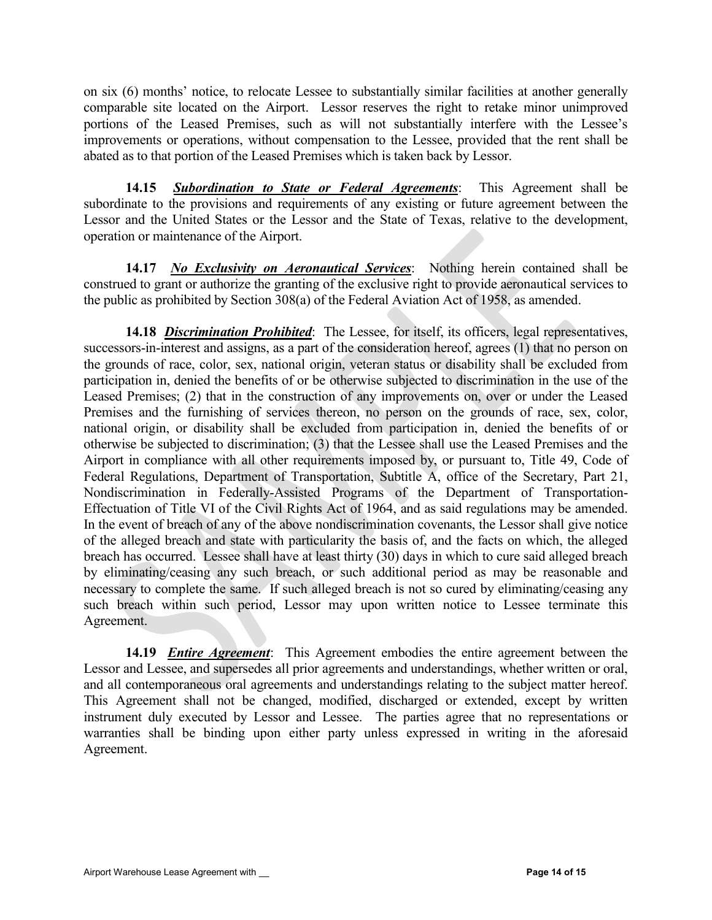on six (6) months' notice, to relocate Lessee to substantially similar facilities at another generally comparable site located on the Airport. Lessor reserves the right to retake minor unimproved portions of the Leased Premises, such as will not substantially interfere with the Lessee's improvements or operations, without compensation to the Lessee, provided that the rent shall be abated as to that portion of the Leased Premises which is taken back by Lessor.

**14.15** ***Subordination to State or Federal Agreements***: This Agreement shall be subordinate to the provisions and requirements of any existing or future agreement between the Lessor and the United States or the Lessor and the State of Texas, relative to the development, operation or maintenance of the Airport.

**14.17** ***No Exclusivity on Aeronautical Services***: Nothing herein contained shall be construed to grant or authorize the granting of the exclusive right to provide aeronautical services to the public as prohibited by Section 308(a) of the Federal Aviation Act of 1958, as amended.

**14.18** ***Discrimination Prohibited***: The Lessee, for itself, its officers, legal representatives, successors-in-interest and assigns, as a part of the consideration hereof, agrees (1) that no person on the grounds of race, color, sex, national origin, veteran status or disability shall be excluded from participation in, denied the benefits of or be otherwise subjected to discrimination in the use of the Leased Premises; (2) that in the construction of any improvements on, over or under the Leased Premises and the furnishing of services thereon, no person on the grounds of race, sex, color, national origin, or disability shall be excluded from participation in, denied the benefits of or otherwise be subjected to discrimination; (3) that the Lessee shall use the Leased Premises and the Airport in compliance with all other requirements imposed by, or pursuant to, Title 49, Code of Federal Regulations, Department of Transportation, Subtitle A, office of the Secretary, Part 21, Nondiscrimination in Federally-Assisted Programs of the Department of Transportation-Effectuation of Title VI of the Civil Rights Act of 1964, and as said regulations may be amended. In the event of breach of any of the above nondiscrimination covenants, the Lessor shall give notice of the alleged breach and state with particularity the basis of, and the facts on which, the alleged breach has occurred. Lessee shall have at least thirty (30) days in which to cure said alleged breach by eliminating/ceasing any such breach, or such additional period as may be reasonable and necessary to complete the same. If such alleged breach is not so cured by eliminating/ceasing any such breach within such period, Lessor may upon written notice to Lessee terminate this Agreement.

**14.19** ***Entire Agreement***: This Agreement embodies the entire agreement between the Lessor and Lessee, and supersedes all prior agreements and understandings, whether written or oral, and all contemporaneous oral agreements and understandings relating to the subject matter hereof. This Agreement shall not be changed, modified, discharged or extended, except by written instrument duly executed by Lessor and Lessee. The parties agree that no representations or warranties shall be binding upon either party unless expressed in writing in the aforesaid Agreement.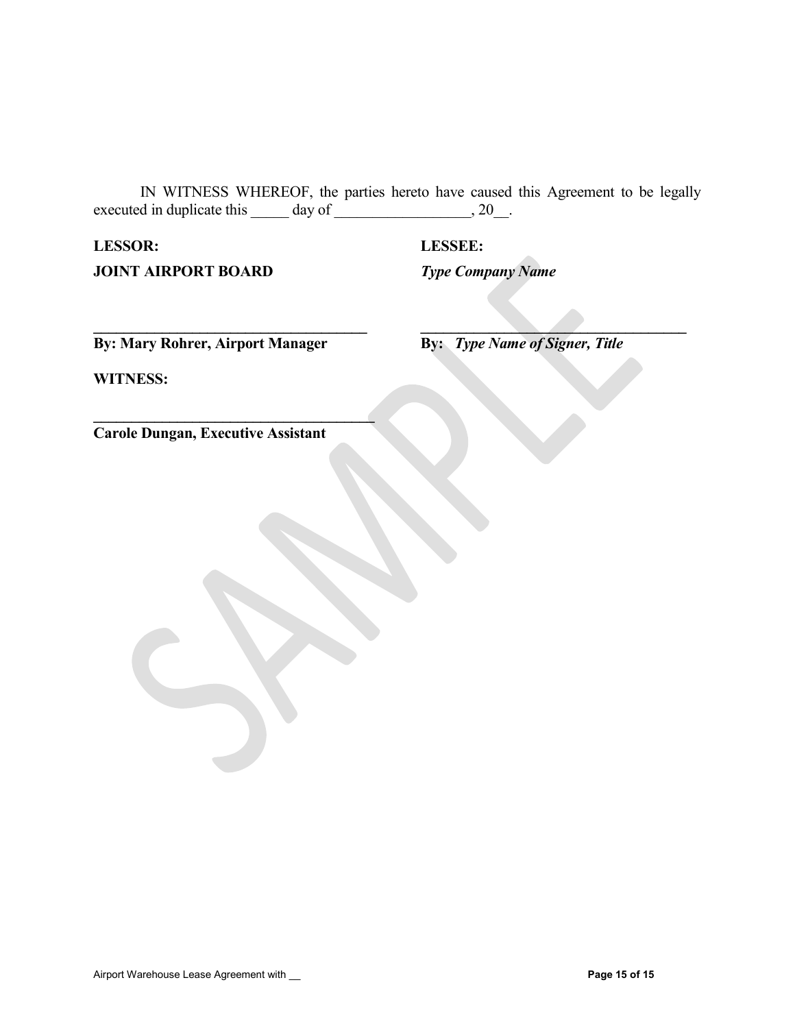IN WITNESS WHEREOF, the parties hereto have caused this Agreement to be legally executed in duplicate this _____ day of __________________, 20__.

**LESSOR:**

**JOINT AIRPORT BOARD**

_____________________________________

**By: Mary Rohrer, Airport Manager**

**WITNESS:**

_____________________________________

**Carole Dungan, Executive Assistant**

**LESSEE:**

***Type Company Name***

_____________________________________

**By:** ***Type Name of Signer, Title***